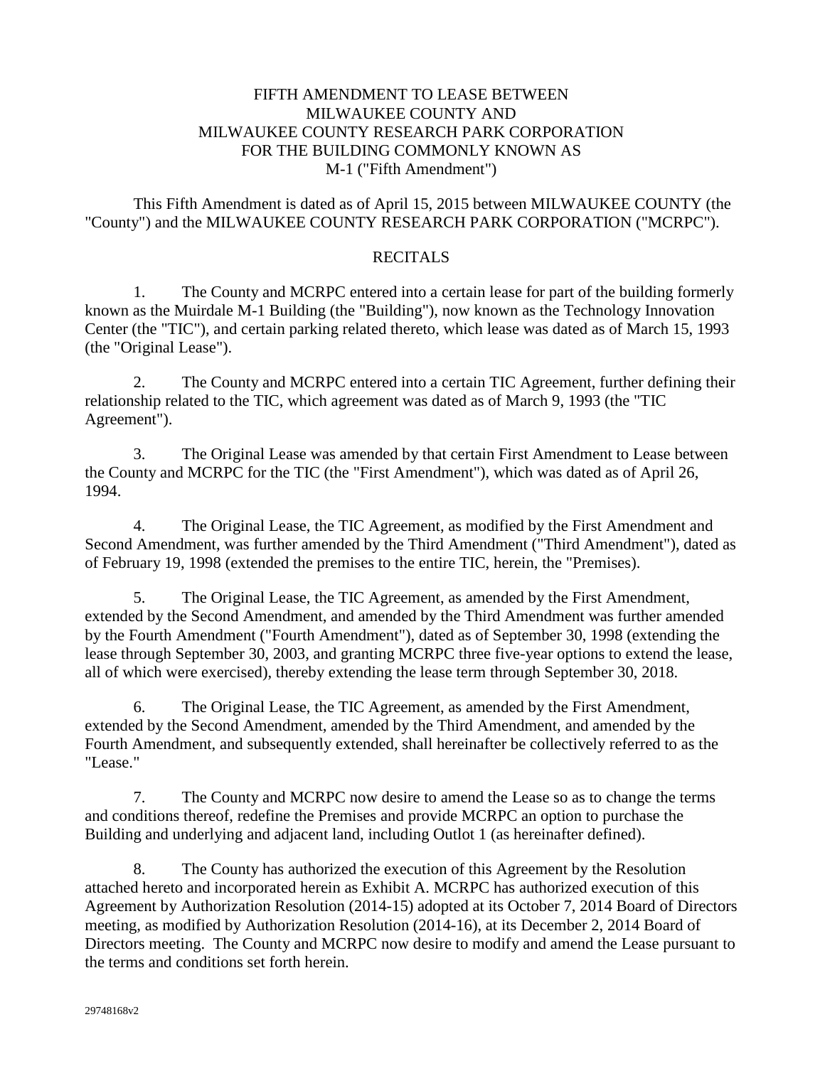# FIFTH AMENDMENT TO LEASE BETWEEN MILWAUKEE COUNTY AND MILWAUKEE COUNTY RESEARCH PARK CORPORATION FOR THE BUILDING COMMONLY KNOWN AS M-1 ("Fifth Amendment")

This Fifth Amendment is dated as of April 15, 2015 between MILWAUKEE COUNTY (the "County") and the MILWAUKEE COUNTY RESEARCH PARK CORPORATION ("MCRPC").

## RECITALS

1. The County and MCRPC entered into a certain lease for part of the building formerly known as the Muirdale M-1 Building (the "Building"), now known as the Technology Innovation Center (the "TIC"), and certain parking related thereto, which lease was dated as of March 15, 1993 (the "Original Lease").

2. The County and MCRPC entered into a certain TIC Agreement, further defining their relationship related to the TIC, which agreement was dated as of March 9, 1993 (the "TIC Agreement").

3. The Original Lease was amended by that certain First Amendment to Lease between the County and MCRPC for the TIC (the "First Amendment"), which was dated as of April 26, 1994.

4. The Original Lease, the TIC Agreement, as modified by the First Amendment and Second Amendment, was further amended by the Third Amendment ("Third Amendment"), dated as of February 19, 1998 (extended the premises to the entire TIC, herein, the "Premises).

5. The Original Lease, the TIC Agreement, as amended by the First Amendment, extended by the Second Amendment, and amended by the Third Amendment was further amended by the Fourth Amendment ("Fourth Amendment"), dated as of September 30, 1998 (extending the lease through September 30, 2003, and granting MCRPC three five-year options to extend the lease, all of which were exercised), thereby extending the lease term through September 30, 2018.

6. The Original Lease, the TIC Agreement, as amended by the First Amendment, extended by the Second Amendment, amended by the Third Amendment, and amended by the Fourth Amendment, and subsequently extended, shall hereinafter be collectively referred to as the "Lease."

7. The County and MCRPC now desire to amend the Lease so as to change the terms and conditions thereof, redefine the Premises and provide MCRPC an option to purchase the Building and underlying and adjacent land, including Outlot 1 (as hereinafter defined).

8. The County has authorized the execution of this Agreement by the Resolution attached hereto and incorporated herein as Exhibit A. MCRPC has authorized execution of this Agreement by Authorization Resolution (2014-15) adopted at its October 7, 2014 Board of Directors meeting, as modified by Authorization Resolution (2014-16), at its December 2, 2014 Board of Directors meeting. The County and MCRPC now desire to modify and amend the Lease pursuant to the terms and conditions set forth herein.

29748168v2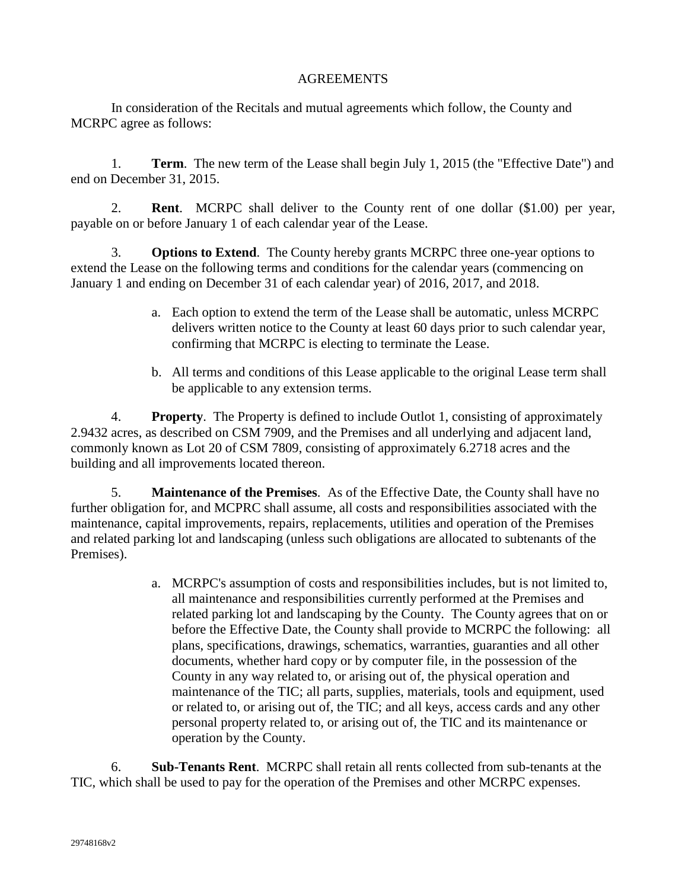## AGREEMENTS

In consideration of the Recitals and mutual agreements which follow, the County and MCRPC agree as follows:

1. **Term**. The new term of the Lease shall begin July 1, 2015 (the "Effective Date") and end on December 31, 2015.

2. **Rent**. MCRPC shall deliver to the County rent of one dollar ($1.00) per year, payable on or before January 1 of each calendar year of the Lease.

3. **Options to Extend**. The County hereby grants MCRPC three one-year options to extend the Lease on the following terms and conditions for the calendar years (commencing on January 1 and ending on December 31 of each calendar year) of 2016, 2017, and 2018.

   a. Each option to extend the term of the Lease shall be automatic, unless MCRPC delivers written notice to the County at least 60 days prior to such calendar year, confirming that MCRPC is electing to terminate the Lease.

   b. All terms and conditions of this Lease applicable to the original Lease term shall be applicable to any extension terms.

4. **Property**. The Property is defined to include Outlot 1, consisting of approximately 2.9432 acres, as described on CSM 7909, and the Premises and all underlying and adjacent land, commonly known as Lot 20 of CSM 7809, consisting of approximately 6.2718 acres and the building and all improvements located thereon.

5. **Maintenance of the Premises**. As of the Effective Date, the County shall have no further obligation for, and MCPRC shall assume, all costs and responsibilities associated with the maintenance, capital improvements, repairs, replacements, utilities and operation of the Premises and related parking lot and landscaping (unless such obligations are allocated to subtenants of the Premises).

   a. MCRPC's assumption of costs and responsibilities includes, but is not limited to, all maintenance and responsibilities currently performed at the Premises and related parking lot and landscaping by the County. The County agrees that on or before the Effective Date, the County shall provide to MCRPC the following: all plans, specifications, drawings, schematics, warranties, guaranties and all other documents, whether hard copy or by computer file, in the possession of the County in any way related to, or arising out of, the physical operation and maintenance of the TIC; all parts, supplies, materials, tools and equipment, used or related to, or arising out of, the TIC; and all keys, access cards and any other personal property related to, or arising out of, the TIC and its maintenance or operation by the County.

6. **Sub-Tenants Rent**. MCRPC shall retain all rents collected from sub-tenants at the TIC, which shall be used to pay for the operation of the Premises and other MCRPC expenses.

29748168v2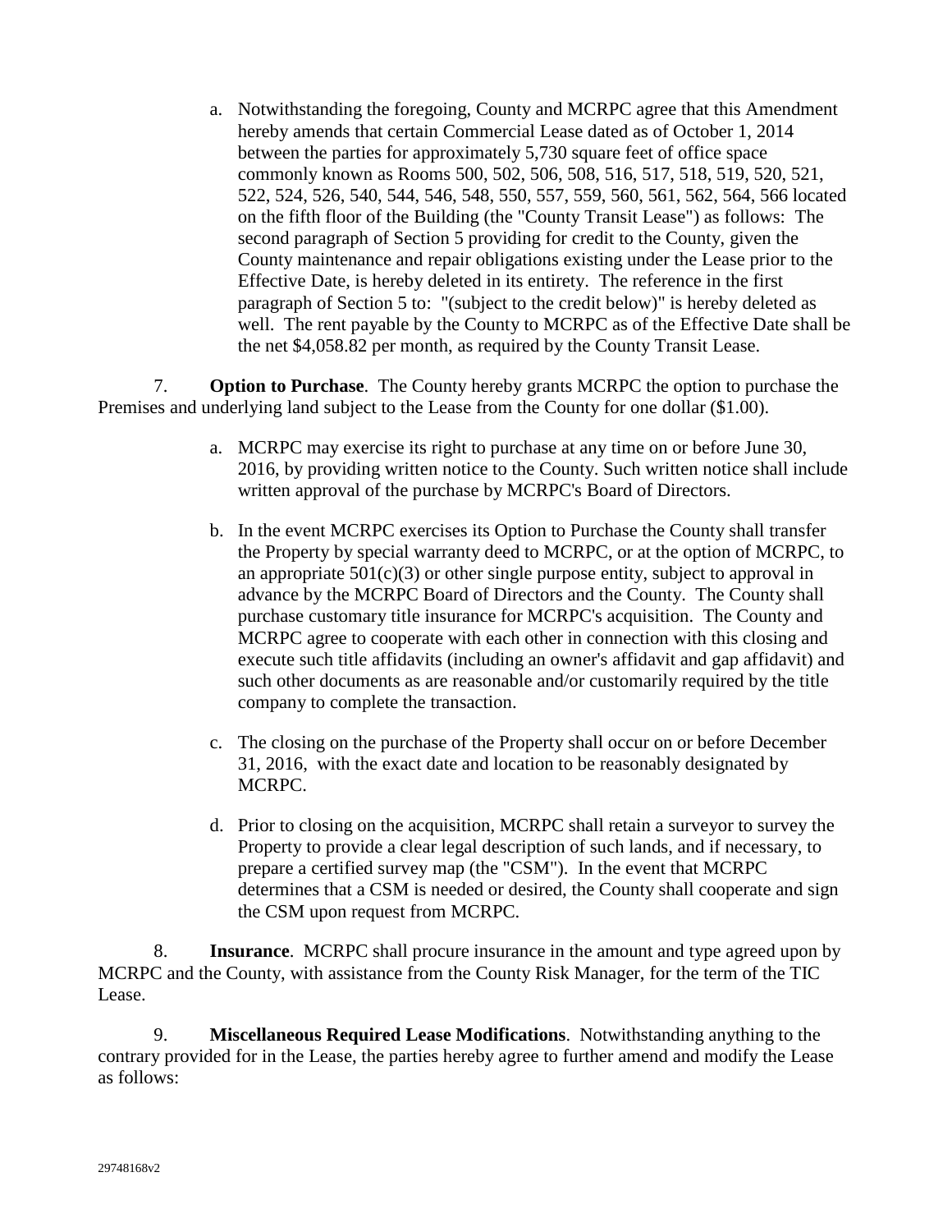a. Notwithstanding the foregoing, County and MCRPC agree that this Amendment hereby amends that certain Commercial Lease dated as of October 1, 2014 between the parties for approximately 5,730 square feet of office space commonly known as Rooms 500, 502, 506, 508, 516, 517, 518, 519, 520, 521, 522, 524, 526, 540, 544, 546, 548, 550, 557, 559, 560, 561, 562, 564, 566 located on the fifth floor of the Building (the "County Transit Lease") as follows: The second paragraph of Section 5 providing for credit to the County, given the County maintenance and repair obligations existing under the Lease prior to the Effective Date, is hereby deleted in its entirety. The reference in the first paragraph of Section 5 to: "(subject to the credit below)" is hereby deleted as well. The rent payable by the County to MCRPC as of the Effective Date shall be the net $4,058.82 per month, as required by the County Transit Lease.

7. **Option to Purchase**. The County hereby grants MCRPC the option to purchase the Premises and underlying land subject to the Lease from the County for one dollar ($1.00).

a. MCRPC may exercise its right to purchase at any time on or before June 30, 2016, by providing written notice to the County. Such written notice shall include written approval of the purchase by MCRPC's Board of Directors.

b. In the event MCRPC exercises its Option to Purchase the County shall transfer the Property by special warranty deed to MCRPC, or at the option of MCRPC, to an appropriate 501(c)(3) or other single purpose entity, subject to approval in advance by the MCRPC Board of Directors and the County. The County shall purchase customary title insurance for MCRPC's acquisition. The County and MCRPC agree to cooperate with each other in connection with this closing and execute such title affidavits (including an owner's affidavit and gap affidavit) and such other documents as are reasonable and/or customarily required by the title company to complete the transaction.

c. The closing on the purchase of the Property shall occur on or before December 31, 2016, with the exact date and location to be reasonably designated by MCRPC.

d. Prior to closing on the acquisition, MCRPC shall retain a surveyor to survey the Property to provide a clear legal description of such lands, and if necessary, to prepare a certified survey map (the "CSM"). In the event that MCRPC determines that a CSM is needed or desired, the County shall cooperate and sign the CSM upon request from MCRPC.

8. **Insurance**. MCRPC shall procure insurance in the amount and type agreed upon by MCRPC and the County, with assistance from the County Risk Manager, for the term of the TIC Lease.

9. **Miscellaneous Required Lease Modifications**. Notwithstanding anything to the contrary provided for in the Lease, the parties hereby agree to further amend and modify the Lease as follows: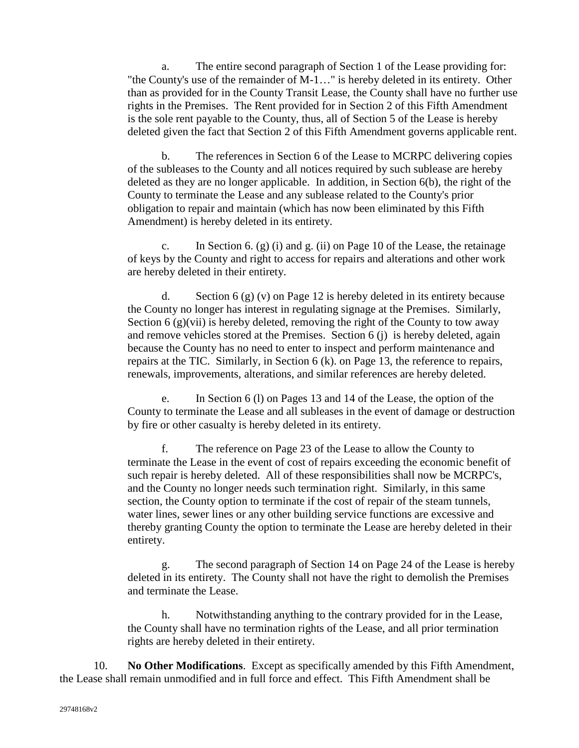a. The entire second paragraph of Section 1 of the Lease providing for: "the County's use of the remainder of M-1…" is hereby deleted in its entirety. Other than as provided for in the County Transit Lease, the County shall have no further use rights in the Premises. The Rent provided for in Section 2 of this Fifth Amendment is the sole rent payable to the County, thus, all of Section 5 of the Lease is hereby deleted given the fact that Section 2 of this Fifth Amendment governs applicable rent.

b. The references in Section 6 of the Lease to MCRPC delivering copies of the subleases to the County and all notices required by such sublease are hereby deleted as they are no longer applicable. In addition, in Section 6(b), the right of the County to terminate the Lease and any sublease related to the County's prior obligation to repair and maintain (which has now been eliminated by this Fifth Amendment) is hereby deleted in its entirety.

c. In Section 6. (g) (i) and g. (ii) on Page 10 of the Lease, the retainage of keys by the County and right to access for repairs and alterations and other work are hereby deleted in their entirety.

d. Section 6 (g) (v) on Page 12 is hereby deleted in its entirety because the County no longer has interest in regulating signage at the Premises. Similarly, Section 6 (g)(vii) is hereby deleted, removing the right of the County to tow away and remove vehicles stored at the Premises. Section 6 (j) is hereby deleted, again because the County has no need to enter to inspect and perform maintenance and repairs at the TIC. Similarly, in Section 6 (k). on Page 13, the reference to repairs, renewals, improvements, alterations, and similar references are hereby deleted.

e. In Section 6 (l) on Pages 13 and 14 of the Lease, the option of the County to terminate the Lease and all subleases in the event of damage or destruction by fire or other casualty is hereby deleted in its entirety.

f. The reference on Page 23 of the Lease to allow the County to terminate the Lease in the event of cost of repairs exceeding the economic benefit of such repair is hereby deleted. All of these responsibilities shall now be MCRPC's, and the County no longer needs such termination right. Similarly, in this same section, the County option to terminate if the cost of repair of the steam tunnels, water lines, sewer lines or any other building service functions are excessive and thereby granting County the option to terminate the Lease are hereby deleted in their entirety.

g. The second paragraph of Section 14 on Page 24 of the Lease is hereby deleted in its entirety. The County shall not have the right to demolish the Premises and terminate the Lease.

h. Notwithstanding anything to the contrary provided for in the Lease, the County shall have no termination rights of the Lease, and all prior termination rights are hereby deleted in their entirety.

10. **No Other Modifications**. Except as specifically amended by this Fifth Amendment, the Lease shall remain unmodified and in full force and effect. This Fifth Amendment shall be

29748168v2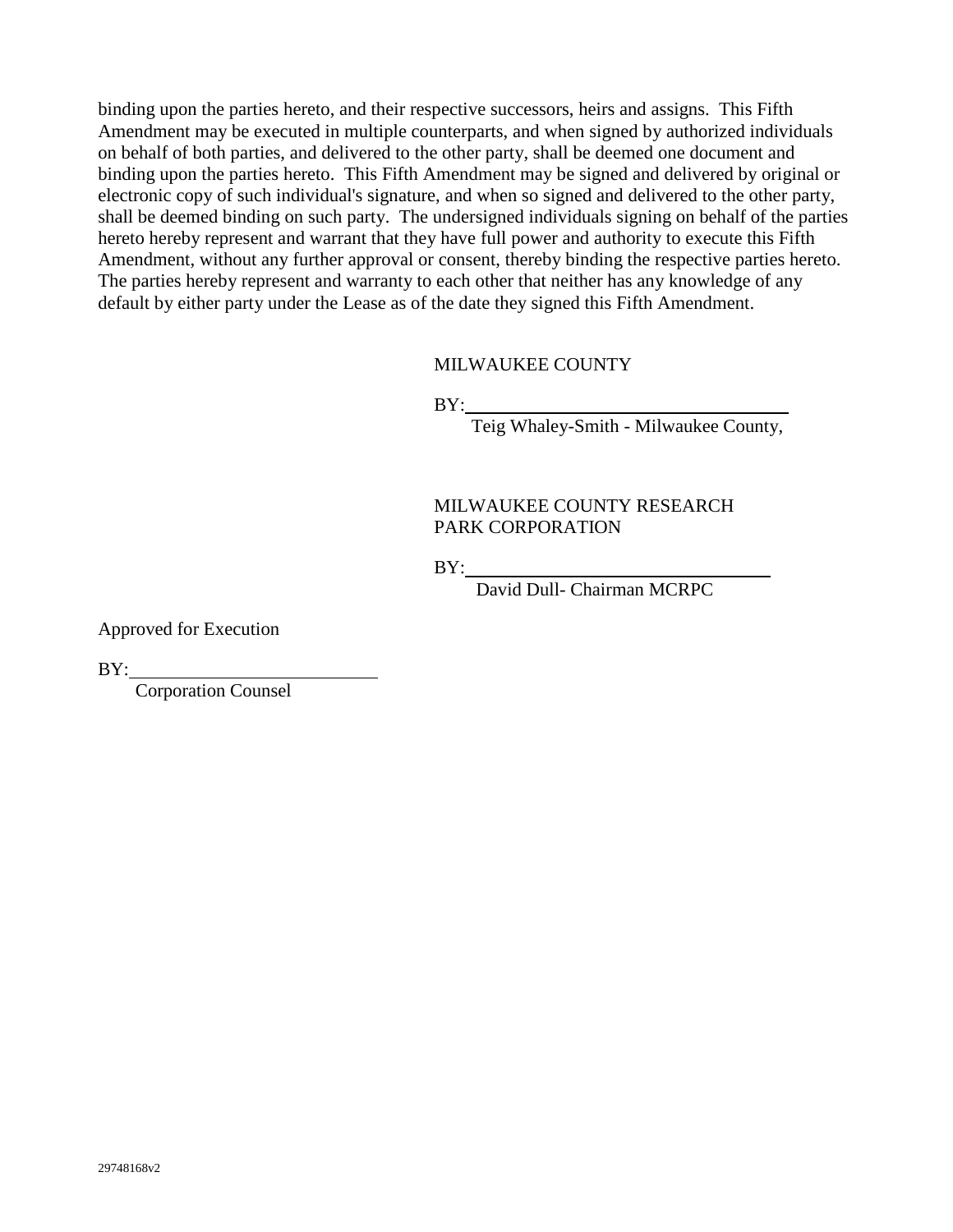binding upon the parties hereto, and their respective successors, heirs and assigns. This Fifth Amendment may be executed in multiple counterparts, and when signed by authorized individuals on behalf of both parties, and delivered to the other party, shall be deemed one document and binding upon the parties hereto. This Fifth Amendment may be signed and delivered by original or electronic copy of such individual's signature, and when so signed and delivered to the other party, shall be deemed binding on such party. The undersigned individuals signing on behalf of the parties hereto hereby represent and warrant that they have full power and authority to execute this Fifth Amendment, without any further approval or consent, thereby binding the respective parties hereto. The parties hereby represent and warranty to each other that neither has any knowledge of any default by either party under the Lease as of the date they signed this Fifth Amendment.

MILWAUKEE COUNTY

BY:\_\_\_\_\_\_\_\_\_\_\_\_\_\_\_\_\_\_\_\_\_\_\_\_\_\_\_\_\_\_\_\_
Teig Whaley-Smith - Milwaukee County,

MILWAUKEE COUNTY RESEARCH PARK CORPORATION

BY:\_\_\_\_\_\_\_\_\_\_\_\_\_\_\_\_\_\_\_\_\_\_\_\_\_\_\_\_\_\_\_\_
David Dull- Chairman MCRPC

Approved for Execution

BY:\_\_\_\_\_\_\_\_\_\_\_\_\_\_\_\_\_\_\_\_\_\_\_\_\_\_
Corporation Counsel

29748168v2